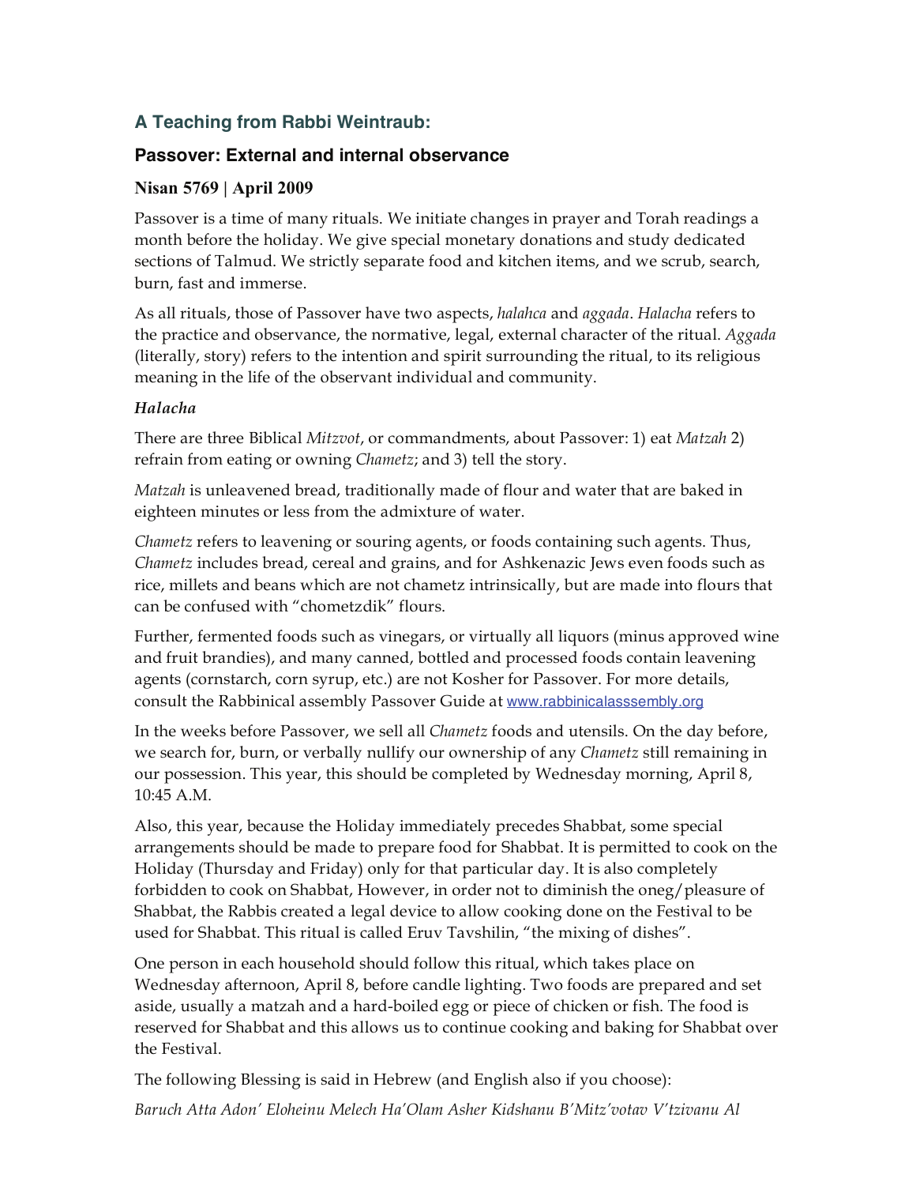### A Teaching from Rabbi Weintraub:

### Passover: External and internal observance

**Nisan 5769 | April 2009**

Passover is a time of many rituals. We initiate changes in prayer and Torah readings a month before the holiday. We give special monetary donations and study dedicated sections of Talmud. We strictly separate food and kitchen items, and we scrub, search, burn, fast and immerse.

As all rituals, those of Passover have two aspects, *halahca* and *aggada*. *Halacha* refers to the practice and observance, the normative, legal, external character of the ritual. *Aggada* (literally, story) refers to the intention and spirit surrounding the ritual, to its religious meaning in the life of the observant individual and community.

***Halacha***

There are three Biblical *Mitzvot*, or commandments, about Passover: 1) eat *Matzah* 2) refrain from eating or owning *Chametz*; and 3) tell the story.

*Matzah* is unleavened bread, traditionally made of flour and water that are baked in eighteen minutes or less from the admixture of water.

*Chametz* refers to leavening or souring agents, or foods containing such agents. Thus, *Chametz* includes bread, cereal and grains, and for Ashkenazic Jews even foods such as rice, millets and beans which are not chametz intrinsically, but are made into flours that can be confused with "chometzdik" flours.

Further, fermented foods such as vinegars, or virtually all liquors (minus approved wine and fruit brandies), and many canned, bottled and processed foods contain leavening agents (cornstarch, corn syrup, etc.) are not Kosher for Passover. For more details, consult the Rabbinical assembly Passover Guide at www.rabbinicalasssembly.org

In the weeks before Passover, we sell all *Chametz* foods and utensils. On the day before, we search for, burn, or verbally nullify our ownership of any *Chametz* still remaining in our possession. This year, this should be completed by Wednesday morning, April 8, 10:45 A.M.

Also, this year, because the Holiday immediately precedes Shabbat, some special arrangements should be made to prepare food for Shabbat. It is permitted to cook on the Holiday (Thursday and Friday) only for that particular day. It is also completely forbidden to cook on Shabbat, However, in order not to diminish the oneg/pleasure of Shabbat, the Rabbis created a legal device to allow cooking done on the Festival to be used for Shabbat. This ritual is called Eruv Tavshilin, "the mixing of dishes".

One person in each household should follow this ritual, which takes place on Wednesday afternoon, April 8, before candle lighting. Two foods are prepared and set aside, usually a matzah and a hard-boiled egg or piece of chicken or fish. The food is reserved for Shabbat and this allows us to continue cooking and baking for Shabbat over the Festival.

The following Blessing is said in Hebrew (and English also if you choose):

*Baruch Atta Adon' Eloheinu Melech Ha'Olam Asher Kidshanu B'Mitz'votav V'tzivanu Al*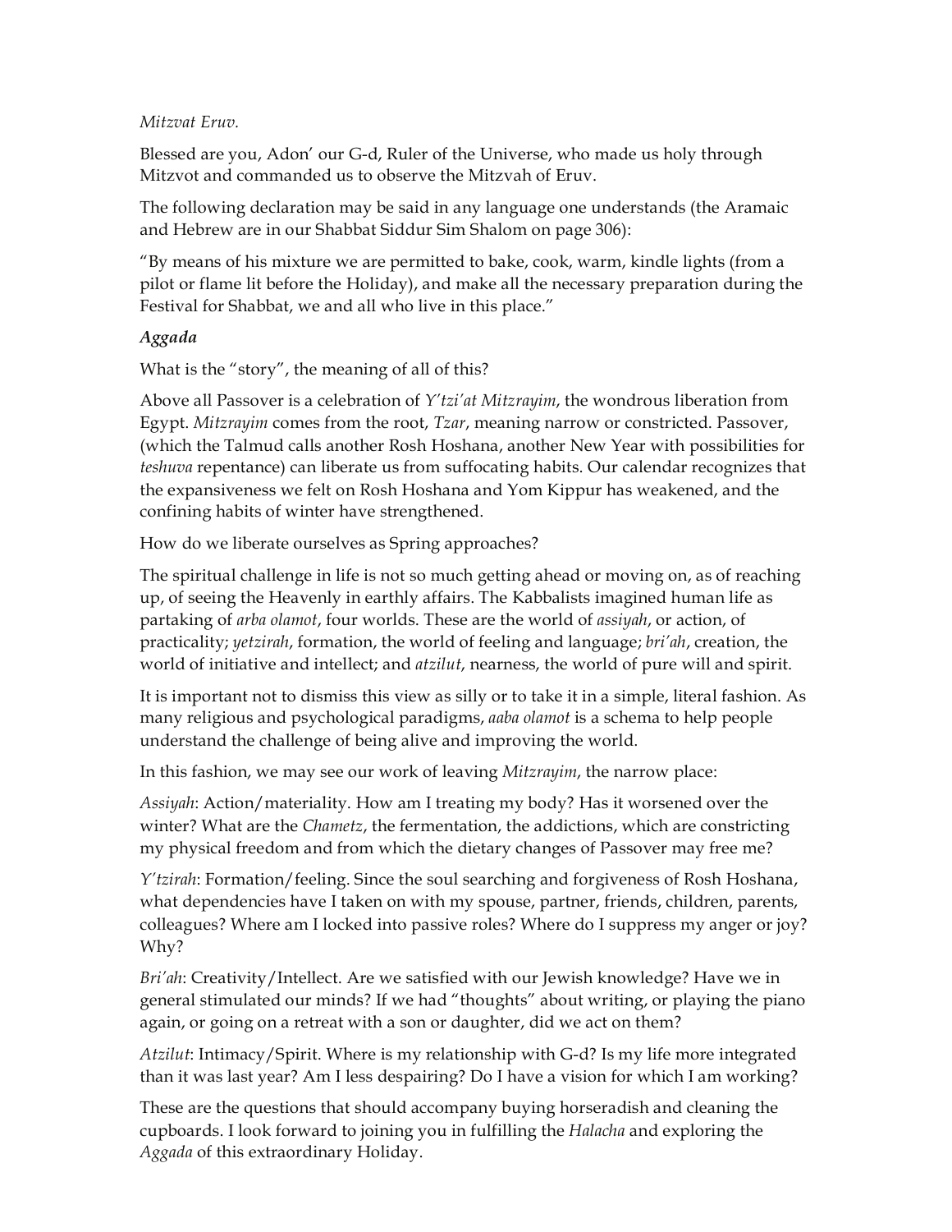*Mitzvat Eruv.*

Blessed are you, Adon' our G-d, Ruler of the Universe, who made us holy through Mitzvot and commanded us to observe the Mitzvah of Eruv.

The following declaration may be said in any language one understands (the Aramaic and Hebrew are in our Shabbat Siddur Sim Shalom on page 306):

"By means of his mixture we are permitted to bake, cook, warm, kindle lights (from a pilot or flame lit before the Holiday), and make all the necessary preparation during the Festival for Shabbat, we and all who live in this place."

***Aggada***

What is the "story", the meaning of all of this?

Above all Passover is a celebration of *Y'tzi'at Mitzrayim*, the wondrous liberation from Egypt. *Mitzrayim* comes from the root, *Tzar*, meaning narrow or constricted. Passover, (which the Talmud calls another Rosh Hoshana, another New Year with possibilities for *teshuva* repentance) can liberate us from suffocating habits. Our calendar recognizes that the expansiveness we felt on Rosh Hoshana and Yom Kippur has weakened, and the confining habits of winter have strengthened.

How do we liberate ourselves as Spring approaches?

The spiritual challenge in life is not so much getting ahead or moving on, as of reaching up, of seeing the Heavenly in earthly affairs. The Kabbalists imagined human life as partaking of *arba olamot*, four worlds. These are the world of *assiyah*, or action, of practicality; *yetzirah*, formation, the world of feeling and language; *bri'ah*, creation, the world of initiative and intellect; and *atzilut*, nearness, the world of pure will and spirit.

It is important not to dismiss this view as silly or to take it in a simple, literal fashion. As many religious and psychological paradigms, *aaba olamot* is a schema to help people understand the challenge of being alive and improving the world.

In this fashion, we may see our work of leaving *Mitzrayim*, the narrow place:

*Assiyah*: Action/materiality. How am I treating my body? Has it worsened over the winter? What are the *Chametz*, the fermentation, the addictions, which are constricting my physical freedom and from which the dietary changes of Passover may free me?

*Y'tzirah*: Formation/feeling. Since the soul searching and forgiveness of Rosh Hoshana, what dependencies have I taken on with my spouse, partner, friends, children, parents, colleagues? Where am I locked into passive roles? Where do I suppress my anger or joy? Why?

*Bri'ah*: Creativity/Intellect. Are we satisfied with our Jewish knowledge? Have we in general stimulated our minds? If we had "thoughts" about writing, or playing the piano again, or going on a retreat with a son or daughter, did we act on them?

*Atzilut*: Intimacy/Spirit. Where is my relationship with G-d? Is my life more integrated than it was last year? Am I less despairing? Do I have a vision for which I am working?

These are the questions that should accompany buying horseradish and cleaning the cupboards. I look forward to joining you in fulfilling the *Halacha* and exploring the *Aggada* of this extraordinary Holiday.